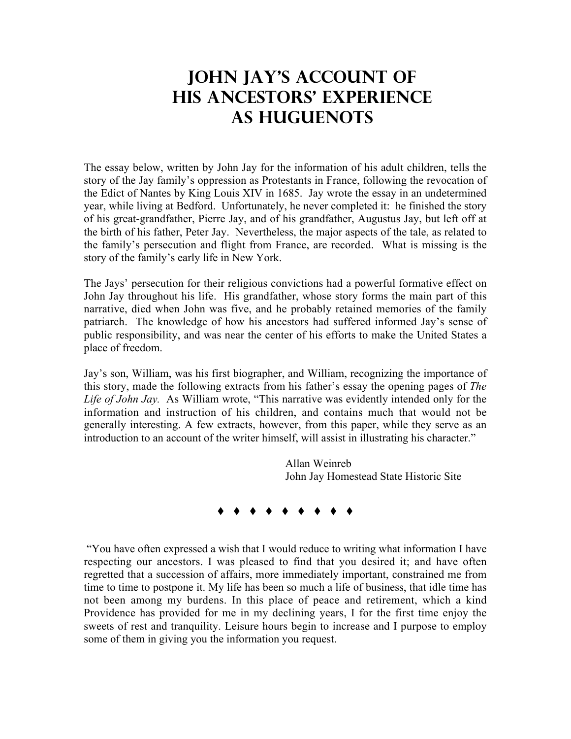# John Jay's Account of His Ancestors' Experience as Huguenots

The essay below, written by John Jay for the information of his adult children, tells the story of the Jay family's oppression as Protestants in France, following the revocation of the Edict of Nantes by King Louis XIV in 1685. Jay wrote the essay in an undetermined year, while living at Bedford. Unfortunately, he never completed it: he finished the story of his great-grandfather, Pierre Jay, and of his grandfather, Augustus Jay, but left off at the birth of his father, Peter Jay. Nevertheless, the major aspects of the tale, as related to the family's persecution and flight from France, are recorded. What is missing is the story of the family's early life in New York.

The Jays' persecution for their religious convictions had a powerful formative effect on John Jay throughout his life. His grandfather, whose story forms the main part of this narrative, died when John was five, and he probably retained memories of the family patriarch. The knowledge of how his ancestors had suffered informed Jay's sense of public responsibility, and was near the center of his efforts to make the United States a place of freedom.

Jay's son, William, was his first biographer, and William, recognizing the importance of this story, made the following extracts from his father's essay the opening pages of *The Life of John Jay.* As William wrote, "This narrative was evidently intended only for the information and instruction of his children, and contains much that would not be generally interesting. A few extracts, however, from this paper, while they serve as an introduction to an account of the writer himself, will assist in illustrating his character."

Allan Weinreb
John Jay Homestead State Historic Site

♦ ♦ ♦ ♦ ♦ ♦ ♦ ♦ ♦

"You have often expressed a wish that I would reduce to writing what information I have respecting our ancestors. I was pleased to find that you desired it; and have often regretted that a succession of affairs, more immediately important, constrained me from time to time to postpone it. My life has been so much a life of business, that idle time has not been among my burdens. In this place of peace and retirement, which a kind Providence has provided for me in my declining years, I for the first time enjoy the sweets of rest and tranquility. Leisure hours begin to increase and I purpose to employ some of them in giving you the information you request.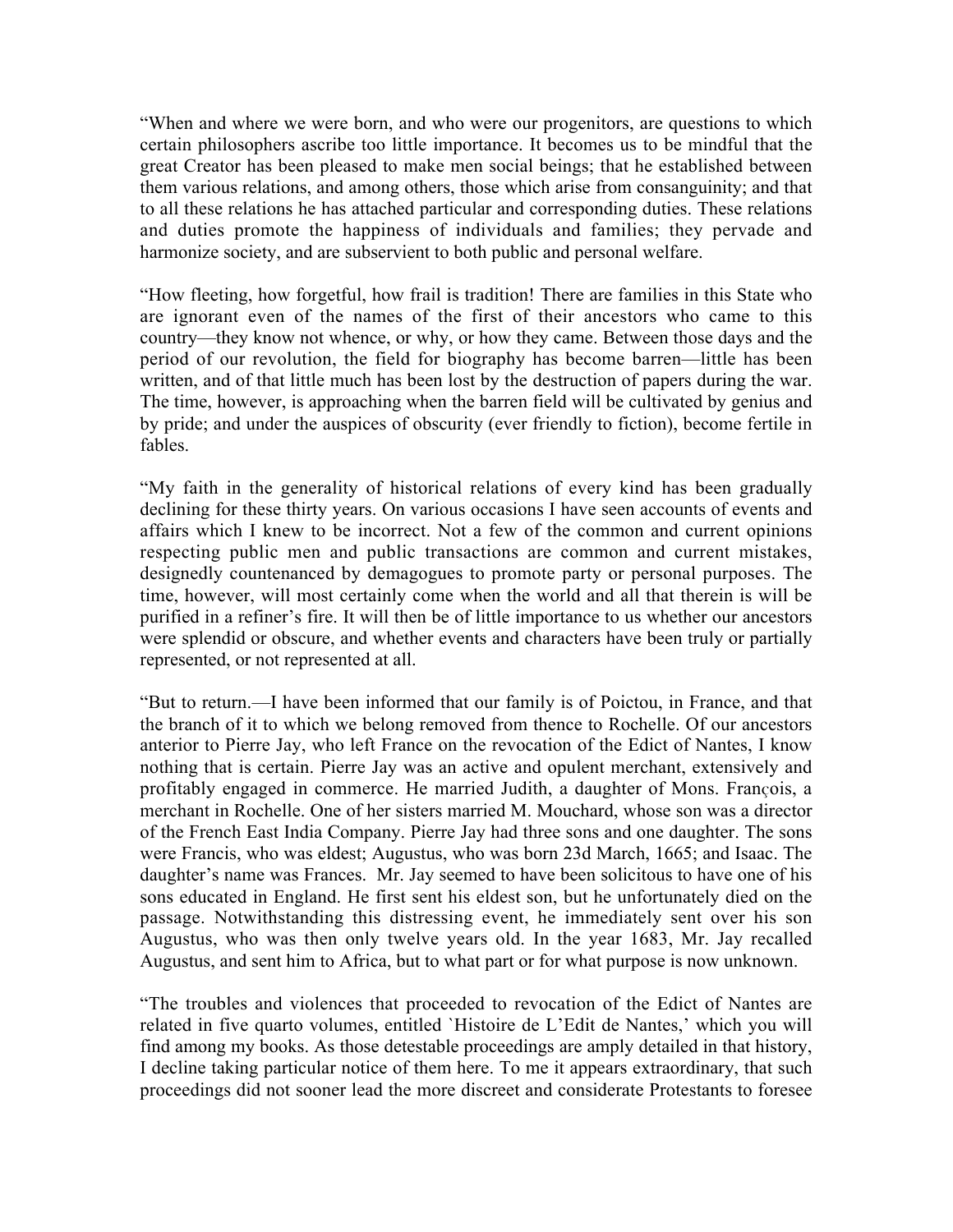"When and where we were born, and who were our progenitors, are questions to which certain philosophers ascribe too little importance. It becomes us to be mindful that the great Creator has been pleased to make men social beings; that he established between them various relations, and among others, those which arise from consanguinity; and that to all these relations he has attached particular and corresponding duties. These relations and duties promote the happiness of individuals and families; they pervade and harmonize society, and are subservient to both public and personal welfare.

"How fleeting, how forgetful, how frail is tradition! There are families in this State who are ignorant even of the names of the first of their ancestors who came to this country—they know not whence, or why, or how they came. Between those days and the period of our revolution, the field for biography has become barren—little has been written, and of that little much has been lost by the destruction of papers during the war. The time, however, is approaching when the barren field will be cultivated by genius and by pride; and under the auspices of obscurity (ever friendly to fiction), become fertile in fables.

"My faith in the generality of historical relations of every kind has been gradually declining for these thirty years. On various occasions I have seen accounts of events and affairs which I knew to be incorrect. Not a few of the common and current opinions respecting public men and public transactions are common and current mistakes, designedly countenanced by demagogues to promote party or personal purposes. The time, however, will most certainly come when the world and all that therein is will be purified in a refiner's fire. It will then be of little importance to us whether our ancestors were splendid or obscure, and whether events and characters have been truly or partially represented, or not represented at all.

"But to return.—I have been informed that our family is of Poictou, in France, and that the branch of it to which we belong removed from thence to Rochelle. Of our ancestors anterior to Pierre Jay, who left France on the revocation of the Edict of Nantes, I know nothing that is certain. Pierre Jay was an active and opulent merchant, extensively and profitably engaged in commerce. He married Judith, a daughter of Mons. François, a merchant in Rochelle. One of her sisters married M. Mouchard, whose son was a director of the French East India Company. Pierre Jay had three sons and one daughter. The sons were Francis, who was eldest; Augustus, who was born 23d March, 1665; and Isaac. The daughter's name was Frances. Mr. Jay seemed to have been solicitous to have one of his sons educated in England. He first sent his eldest son, but he unfortunately died on the passage. Notwithstanding this distressing event, he immediately sent over his son Augustus, who was then only twelve years old. In the year 1683, Mr. Jay recalled Augustus, and sent him to Africa, but to what part or for what purpose is now unknown.

"The troubles and violences that proceeded to revocation of the Edict of Nantes are related in five quarto volumes, entitled `Histoire de L'Edit de Nantes,' which you will find among my books. As those detestable proceedings are amply detailed in that history, I decline taking particular notice of them here. To me it appears extraordinary, that such proceedings did not sooner lead the more discreet and considerate Protestants to foresee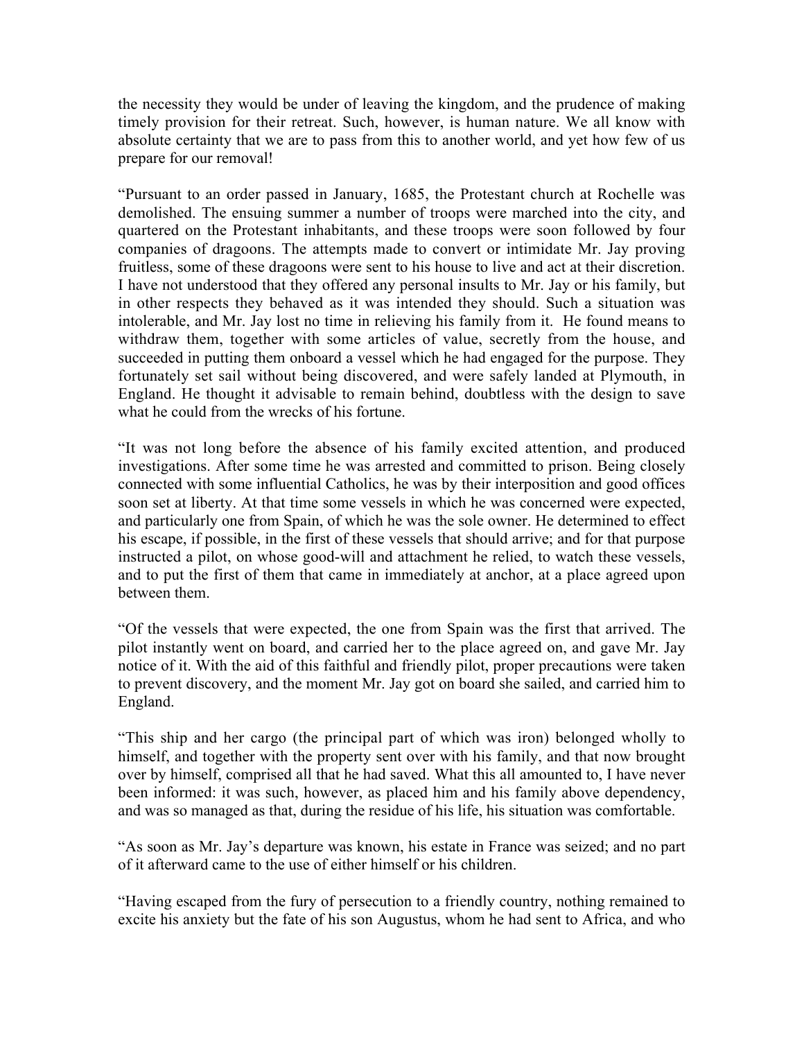the necessity they would be under of leaving the kingdom, and the prudence of making timely provision for their retreat. Such, however, is human nature. We all know with absolute certainty that we are to pass from this to another world, and yet how few of us prepare for our removal!

"Pursuant to an order passed in January, 1685, the Protestant church at Rochelle was demolished. The ensuing summer a number of troops were marched into the city, and quartered on the Protestant inhabitants, and these troops were soon followed by four companies of dragoons. The attempts made to convert or intimidate Mr. Jay proving fruitless, some of these dragoons were sent to his house to live and act at their discretion. I have not understood that they offered any personal insults to Mr. Jay or his family, but in other respects they behaved as it was intended they should. Such a situation was intolerable, and Mr. Jay lost no time in relieving his family from it. He found means to withdraw them, together with some articles of value, secretly from the house, and succeeded in putting them onboard a vessel which he had engaged for the purpose. They fortunately set sail without being discovered, and were safely landed at Plymouth, in England. He thought it advisable to remain behind, doubtless with the design to save what he could from the wrecks of his fortune.

"It was not long before the absence of his family excited attention, and produced investigations. After some time he was arrested and committed to prison. Being closely connected with some influential Catholics, he was by their interposition and good offices soon set at liberty. At that time some vessels in which he was concerned were expected, and particularly one from Spain, of which he was the sole owner. He determined to effect his escape, if possible, in the first of these vessels that should arrive; and for that purpose instructed a pilot, on whose good-will and attachment he relied, to watch these vessels, and to put the first of them that came in immediately at anchor, at a place agreed upon between them.

"Of the vessels that were expected, the one from Spain was the first that arrived. The pilot instantly went on board, and carried her to the place agreed on, and gave Mr. Jay notice of it. With the aid of this faithful and friendly pilot, proper precautions were taken to prevent discovery, and the moment Mr. Jay got on board she sailed, and carried him to England.

"This ship and her cargo (the principal part of which was iron) belonged wholly to himself, and together with the property sent over with his family, and that now brought over by himself, comprised all that he had saved. What this all amounted to, I have never been informed: it was such, however, as placed him and his family above dependency, and was so managed as that, during the residue of his life, his situation was comfortable.

"As soon as Mr. Jay's departure was known, his estate in France was seized; and no part of it afterward came to the use of either himself or his children.

"Having escaped from the fury of persecution to a friendly country, nothing remained to excite his anxiety but the fate of his son Augustus, whom he had sent to Africa, and who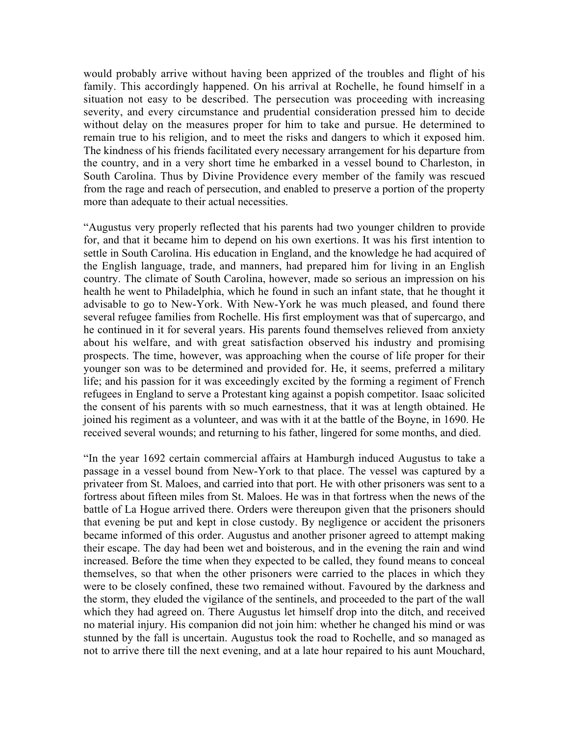would probably arrive without having been apprized of the troubles and flight of his family. This accordingly happened. On his arrival at Rochelle, he found himself in a situation not easy to be described. The persecution was proceeding with increasing severity, and every circumstance and prudential consideration pressed him to decide without delay on the measures proper for him to take and pursue. He determined to remain true to his religion, and to meet the risks and dangers to which it exposed him. The kindness of his friends facilitated every necessary arrangement for his departure from the country, and in a very short time he embarked in a vessel bound to Charleston, in South Carolina. Thus by Divine Providence every member of the family was rescued from the rage and reach of persecution, and enabled to preserve a portion of the property more than adequate to their actual necessities.

"Augustus very properly reflected that his parents had two younger children to provide for, and that it became him to depend on his own exertions. It was his first intention to settle in South Carolina. His education in England, and the knowledge he had acquired of the English language, trade, and manners, had prepared him for living in an English country. The climate of South Carolina, however, made so serious an impression on his health he went to Philadelphia, which he found in such an infant state, that he thought it advisable to go to New-York. With New-York he was much pleased, and found there several refugee families from Rochelle. His first employment was that of supercargo, and he continued in it for several years. His parents found themselves relieved from anxiety about his welfare, and with great satisfaction observed his industry and promising prospects. The time, however, was approaching when the course of life proper for their younger son was to be determined and provided for. He, it seems, preferred a military life; and his passion for it was exceedingly excited by the forming a regiment of French refugees in England to serve a Protestant king against a popish competitor. Isaac solicited the consent of his parents with so much earnestness, that it was at length obtained. He joined his regiment as a volunteer, and was with it at the battle of the Boyne, in 1690. He received several wounds; and returning to his father, lingered for some months, and died.

"In the year 1692 certain commercial affairs at Hamburgh induced Augustus to take a passage in a vessel bound from New-York to that place. The vessel was captured by a privateer from St. Maloes, and carried into that port. He with other prisoners was sent to a fortress about fifteen miles from St. Maloes. He was in that fortress when the news of the battle of La Hogue arrived there. Orders were thereupon given that the prisoners should that evening be put and kept in close custody. By negligence or accident the prisoners became informed of this order. Augustus and another prisoner agreed to attempt making their escape. The day had been wet and boisterous, and in the evening the rain and wind increased. Before the time when they expected to be called, they found means to conceal themselves, so that when the other prisoners were carried to the places in which they were to be closely confined, these two remained without. Favoured by the darkness and the storm, they eluded the vigilance of the sentinels, and proceeded to the part of the wall which they had agreed on. There Augustus let himself drop into the ditch, and received no material injury. His companion did not join him: whether he changed his mind or was stunned by the fall is uncertain. Augustus took the road to Rochelle, and so managed as not to arrive there till the next evening, and at a late hour repaired to his aunt Mouchard,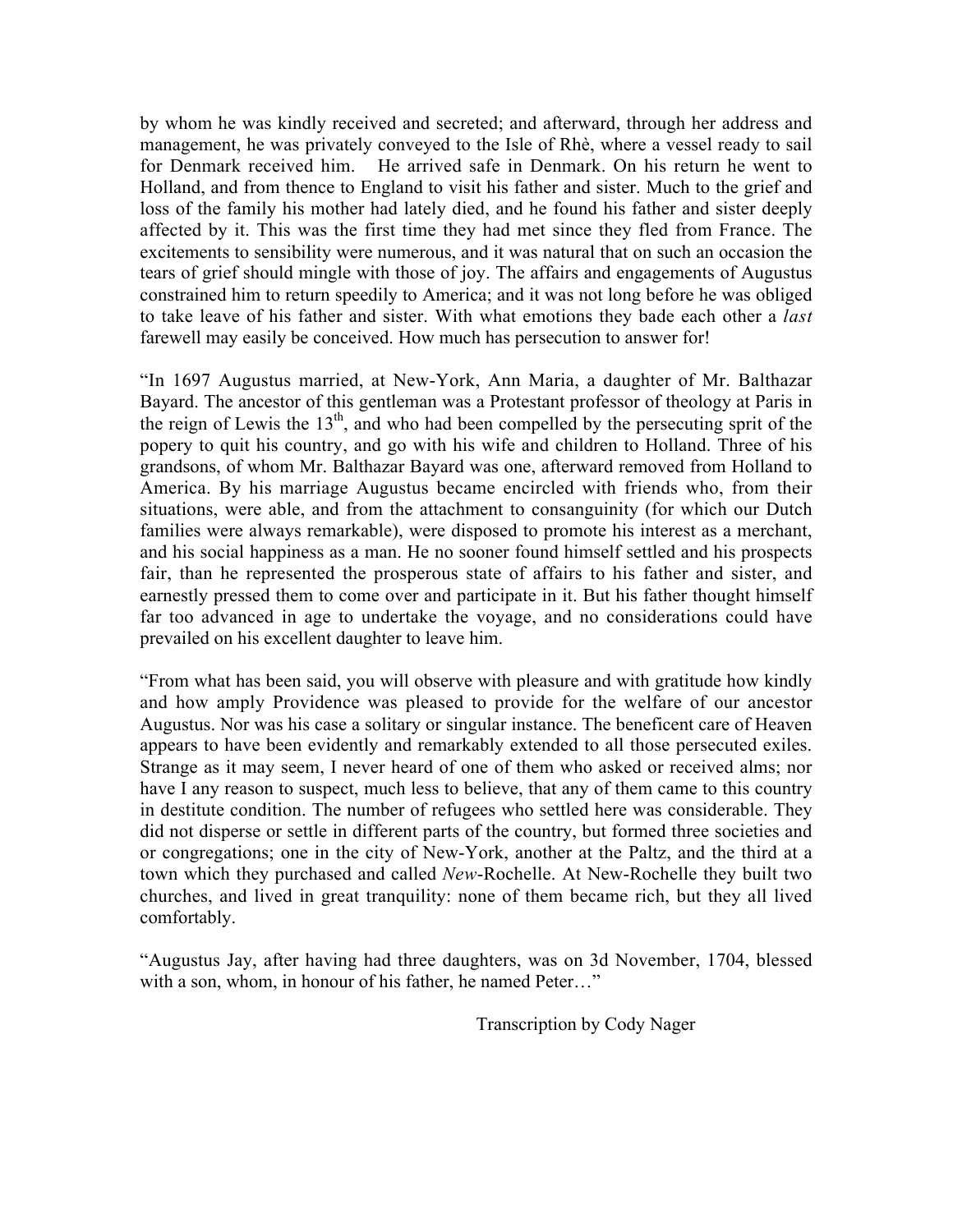by whom he was kindly received and secreted; and afterward, through her address and management, he was privately conveyed to the Isle of Rhè, where a vessel ready to sail for Denmark received him. He arrived safe in Denmark. On his return he went to Holland, and from thence to England to visit his father and sister. Much to the grief and loss of the family his mother had lately died, and he found his father and sister deeply affected by it. This was the first time they had met since they fled from France. The excitements to sensibility were numerous, and it was natural that on such an occasion the tears of grief should mingle with those of joy. The affairs and engagements of Augustus constrained him to return speedily to America; and it was not long before he was obliged to take leave of his father and sister. With what emotions they bade each other a *last* farewell may easily be conceived. How much has persecution to answer for!

"In 1697 Augustus married, at New-York, Ann Maria, a daughter of Mr. Balthazar Bayard. The ancestor of this gentleman was a Protestant professor of theology at Paris in the reign of Lewis the 13th, and who had been compelled by the persecuting sprit of the popery to quit his country, and go with his wife and children to Holland. Three of his grandsons, of whom Mr. Balthazar Bayard was one, afterward removed from Holland to America. By his marriage Augustus became encircled with friends who, from their situations, were able, and from the attachment to consanguinity (for which our Dutch families were always remarkable), were disposed to promote his interest as a merchant, and his social happiness as a man. He no sooner found himself settled and his prospects fair, than he represented the prosperous state of affairs to his father and sister, and earnestly pressed them to come over and participate in it. But his father thought himself far too advanced in age to undertake the voyage, and no considerations could have prevailed on his excellent daughter to leave him.

"From what has been said, you will observe with pleasure and with gratitude how kindly and how amply Providence was pleased to provide for the welfare of our ancestor Augustus. Nor was his case a solitary or singular instance. The beneficent care of Heaven appears to have been evidently and remarkably extended to all those persecuted exiles. Strange as it may seem, I never heard of one of them who asked or received alms; nor have I any reason to suspect, much less to believe, that any of them came to this country in destitute condition. The number of refugees who settled here was considerable. They did not disperse or settle in different parts of the country, but formed three societies and or congregations; one in the city of New-York, another at the Paltz, and the third at a town which they purchased and called *New*-Rochelle. At New-Rochelle they built two churches, and lived in great tranquility: none of them became rich, but they all lived comfortably.

"Augustus Jay, after having had three daughters, was on 3d November, 1704, blessed with a son, whom, in honour of his father, he named Peter…"

Transcription by Cody Nager